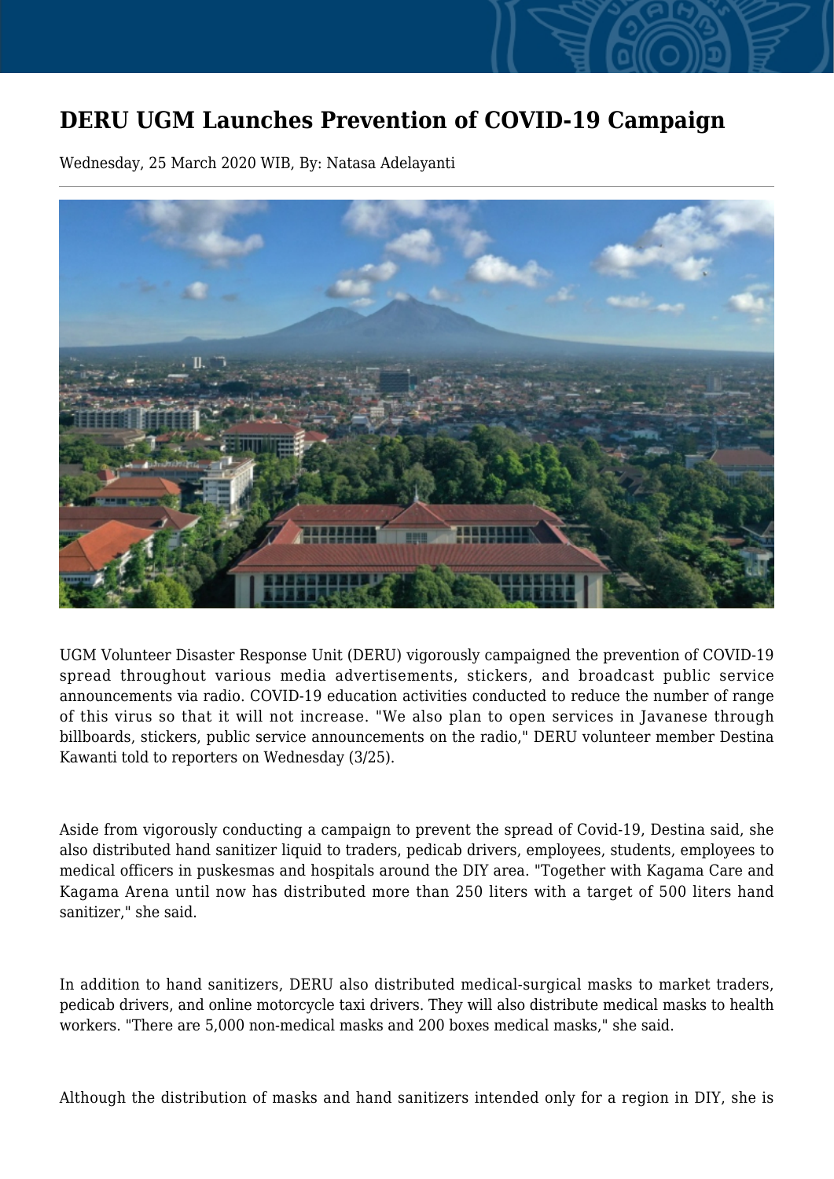# DERU UGM Launches Prevention of COVID-19 Campaign

Wednesday, 25 March 2020 WIB, By: Natasa Adelayanti

UGM Volunteer Disaster Response Unit (DERU) vigorously campaigned the prevention of COVID-19 spread throughout various media advertisements, stickers, and broadcast public service announcements via radio. COVID-19 education activities conducted to reduce the number of range of this virus so that it will not increase. "We also plan to open services in Javanese through billboards, stickers, public service announcements on the radio," DERU volunteer member Destina Kawanti told to reporters on Wednesday (3/25).

Aside from vigorously conducting a campaign to prevent the spread of Covid-19, Destina said, she also distributed hand sanitizer liquid to traders, pedicab drivers, employees, students, employees to medical officers in puskesmas and hospitals around the DIY area. "Together with Kagama Care and Kagama Arena until now has distributed more than 250 liters with a target of 500 liters hand sanitizer," she said.

In addition to hand sanitizers, DERU also distributed medical-surgical masks to market traders, pedicab drivers, and online motorcycle taxi drivers. They will also distribute medical masks to health workers. "There are 5,000 non-medical masks and 200 boxes medical masks," she said.

Although the distribution of masks and hand sanitizers intended only for a region in DIY, she is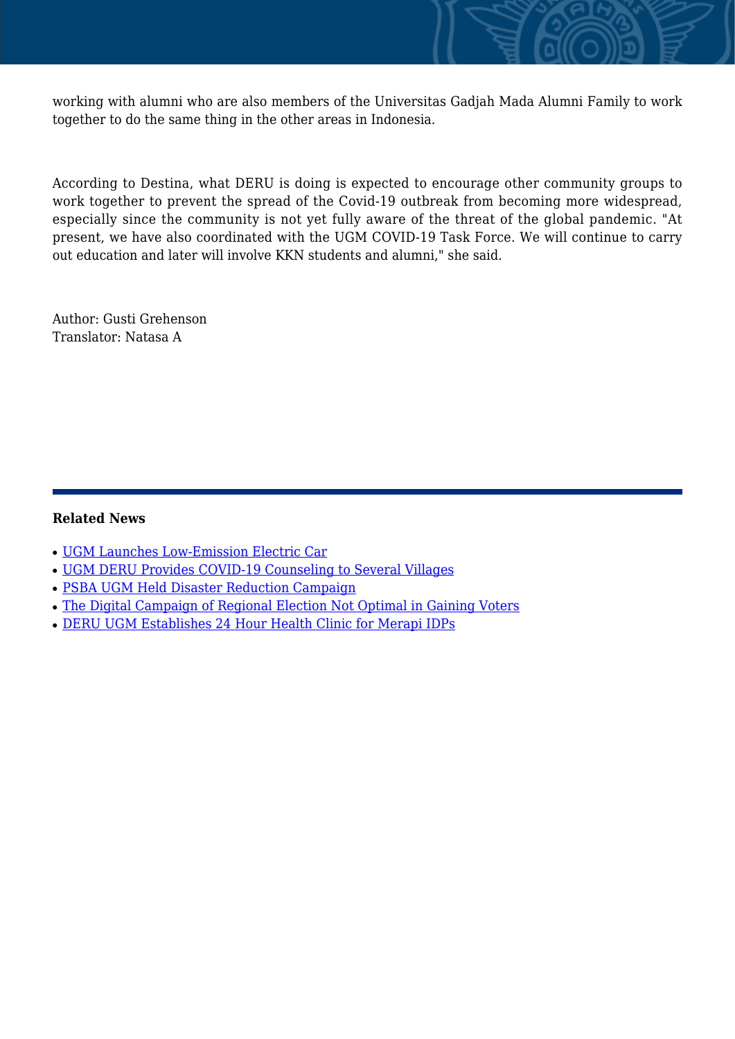working with alumni who are also members of the Universitas Gadjah Mada Alumni Family to work together to do the same thing in the other areas in Indonesia.

According to Destina, what DERU is doing is expected to encourage other community groups to work together to prevent the spread of the Covid-19 outbreak from becoming more widespread, especially since the community is not yet fully aware of the threat of the global pandemic. "At present, we have also coordinated with the UGM COVID-19 Task Force. We will continue to carry out education and later will involve KKN students and alumni," she said.

Author: Gusti Grehenson
Translator: Natasa A

**Related News**

- UGM Launches Low-Emission Electric Car
- UGM DERU Provides COVID-19 Counseling to Several Villages
- PSBA UGM Held Disaster Reduction Campaign
- The Digital Campaign of Regional Election Not Optimal in Gaining Voters
- DERU UGM Establishes 24 Hour Health Clinic for Merapi IDPs